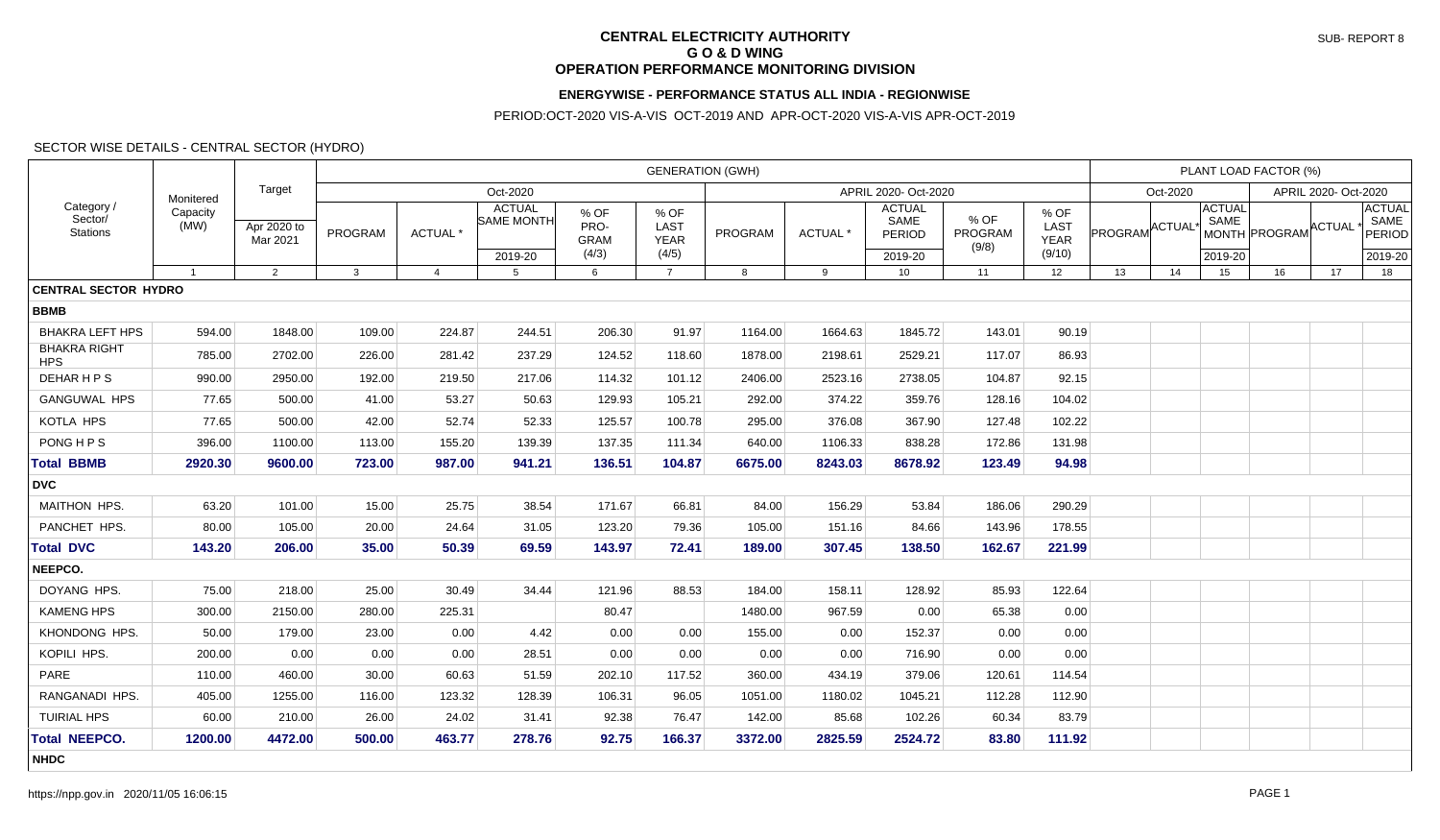# CENTRAL ELECTRICITY AUTHORITY
## G O & D WING
## OPERATION PERFORMANCE MONITORING DIVISION

SUB- REPORT 8

### ENERGYWISE - PERFORMANCE STATUS ALL INDIA - REGIONWISE

PERIOD:OCT-2020 VIS-A-VIS OCT-2019 AND APR-OCT-2020 VIS-A-VIS APR-OCT-2019

SECTOR WISE DETAILS - CENTRAL SECTOR (HYDRO)

| Category / Sector/ Stations | Monitered Capacity (MW) | Target | GENERATION (GWH) | | | | | | | | | | PLANT LOAD FACTOR (%) | | | | | |
|---|---|---|---|---|---|---|---|---|---|---|---|---|---|---|---|---|---|---|
| | | | Oct-2020 | | | | | APRIL 2020- Oct-2020 | | | | | Oct-2020 | | | APRIL 2020- Oct-2020 | | |
| | | Apr 2020 to Mar 2021 | PROGRAM | ACTUAL * | ACTUAL SAME MONTH 2019-20 | % OF PRO-GRAM (4/3) | % OF LAST YEAR (4/5) | PROGRAM | ACTUAL * | ACTUAL SAME PERIOD 2019-20 | % OF PROGRAM (9/8) | % OF LAST YEAR (9/10) | PROGRAM | ACTUAL* | ACTUAL SAME MONTH 2019-20 | PROGRAM | ACTUAL * | ACTUAL SAME PERIOD 2019-20 |
| | 1 | 2 | 3 | 4 | 5 | 6 | 7 | 8 | 9 | 10 | 11 | 12 | 13 | 14 | 15 | 16 | 17 | 18 |
| **CENTRAL SECTOR HYDRO** | | | | | | | | | | | | | | | | | | |
| **BBMB** | | | | | | | | | | | | | | | | | | |
| BHAKRA LEFT HPS | 594.00 | 1848.00 | 109.00 | 224.87 | 244.51 | 206.30 | 91.97 | 1164.00 | 1664.63 | 1845.72 | 143.01 | 90.19 | | | | | | |
| BHAKRA RIGHT HPS | 785.00 | 2702.00 | 226.00 | 281.42 | 237.29 | 124.52 | 118.60 | 1878.00 | 2198.61 | 2529.21 | 117.07 | 86.93 | | | | | | |
| DEHAR H P S | 990.00 | 2950.00 | 192.00 | 219.50 | 217.06 | 114.32 | 101.12 | 2406.00 | 2523.16 | 2738.05 | 104.87 | 92.15 | | | | | | |
| GANGUWAL HPS | 77.65 | 500.00 | 41.00 | 53.27 | 50.63 | 129.93 | 105.21 | 292.00 | 374.22 | 359.76 | 128.16 | 104.02 | | | | | | |
| KOTLA HPS | 77.65 | 500.00 | 42.00 | 52.74 | 52.33 | 125.57 | 100.78 | 295.00 | 376.08 | 367.90 | 127.48 | 102.22 | | | | | | |
| PONG H P S | 396.00 | 1100.00 | 113.00 | 155.20 | 139.39 | 137.35 | 111.34 | 640.00 | 1106.33 | 838.28 | 172.86 | 131.98 | | | | | | |
| **Total BBMB** | **2920.30** | **9600.00** | **723.00** | **987.00** | **941.21** | **136.51** | **104.87** | **6675.00** | **8243.03** | **8678.92** | **123.49** | **94.98** | | | | | | |
| **DVC** | | | | | | | | | | | | | | | | | | |
| MAITHON HPS. | 63.20 | 101.00 | 15.00 | 25.75 | 38.54 | 171.67 | 66.81 | 84.00 | 156.29 | 53.84 | 186.06 | 290.29 | | | | | | |
| PANCHET HPS. | 80.00 | 105.00 | 20.00 | 24.64 | 31.05 | 123.20 | 79.36 | 105.00 | 151.16 | 84.66 | 143.96 | 178.55 | | | | | | |
| **Total DVC** | **143.20** | **206.00** | **35.00** | **50.39** | **69.59** | **143.97** | **72.41** | **189.00** | **307.45** | **138.50** | **162.67** | **221.99** | | | | | | |
| **NEEPCO.** | | | | | | | | | | | | | | | | | | |
| DOYANG HPS. | 75.00 | 218.00 | 25.00 | 30.49 | 34.44 | 121.96 | 88.53 | 184.00 | 158.11 | 128.92 | 85.93 | 122.64 | | | | | | |
| KAMENG HPS | 300.00 | 2150.00 | 280.00 | 225.31 | | 80.47 | | 1480.00 | 967.59 | 0.00 | 65.38 | 0.00 | | | | | | |
| KHONDONG HPS. | 50.00 | 179.00 | 23.00 | 0.00 | 4.42 | 0.00 | 0.00 | 155.00 | 0.00 | 152.37 | 0.00 | 0.00 | | | | | | |
| KOPILI HPS. | 200.00 | 0.00 | 0.00 | 0.00 | 28.51 | 0.00 | 0.00 | 0.00 | 0.00 | 716.90 | 0.00 | 0.00 | | | | | | |
| PARE | 110.00 | 460.00 | 30.00 | 60.63 | 51.59 | 202.10 | 117.52 | 360.00 | 434.19 | 379.06 | 120.61 | 114.54 | | | | | | |
| RANGANADI HPS. | 405.00 | 1255.00 | 116.00 | 123.32 | 128.39 | 106.31 | 96.05 | 1051.00 | 1180.02 | 1045.21 | 112.28 | 112.90 | | | | | | |
| TUIRIAL HPS | 60.00 | 210.00 | 26.00 | 24.02 | 31.41 | 92.38 | 76.47 | 142.00 | 85.68 | 102.26 | 60.34 | 83.79 | | | | | | |
| **Total NEEPCO.** | **1200.00** | **4472.00** | **500.00** | **463.77** | **278.76** | **92.75** | **166.37** | **3372.00** | **2825.59** | **2524.72** | **83.80** | **111.92** | | | | | | |
| **NHDC** | | | | | | | | | | | | | | | | | | |

https://npp.gov.in 2020/11/05 16:06:15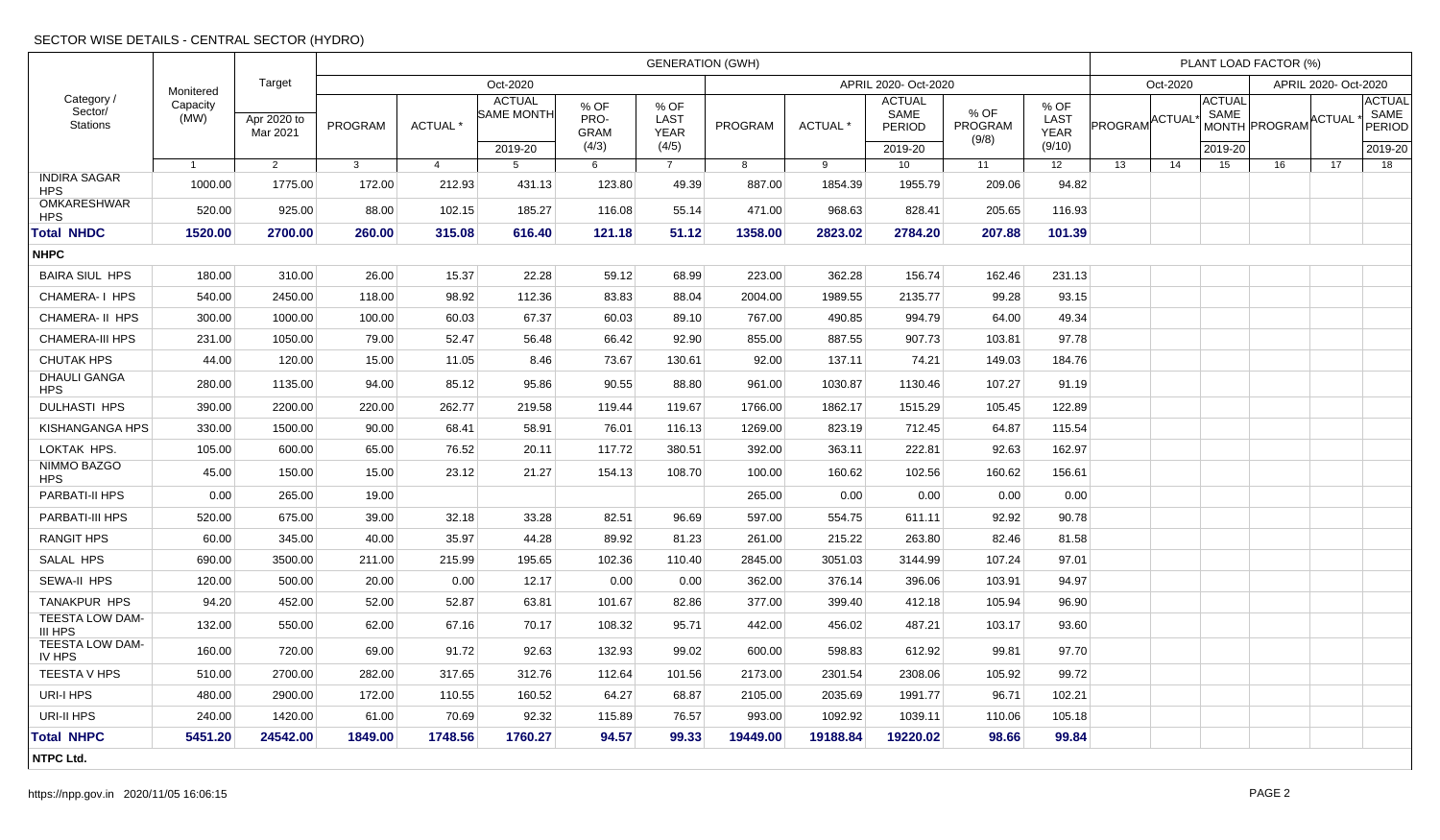SECTOR WISE DETAILS - CENTRAL SECTOR (HYDRO)

| Category / Sector/ Stations | Monitered Capacity (MW) | Target | GENERATION (GWH) | | | | | | | | | | PLANT LOAD FACTOR (%) | | | | | |
|---|---|---|---|---|---|---|---|---|---|---|---|---|---|---|---|---|---|---|
| | | | Oct-2020 | | | | | APRIL 2020- Oct-2020 | | | | | Oct-2020 | | | APRIL 2020- Oct-2020 | | |
| | | Apr 2020 to Mar 2021 | PROGRAM | ACTUAL * | ACTUAL SAME MONTH 2019-20 | % OF PRO-GRAM (4/3) | % OF LAST YEAR (4/5) | PROGRAM | ACTUAL * | ACTUAL SAME PERIOD 2019-20 | % OF PROGRAM (9/8) | % OF LAST YEAR (9/10) | PROGRAM | ACTUAL* | ACTUAL SAME MONTH 2019-20 | PROGRAM | ACTUAL * | ACTUAL SAME PERIOD 2019-20 |
| | 1 | 2 | 3 | 4 | 5 | 6 | 7 | 8 | 9 | 10 | 11 | 12 | 13 | 14 | 15 | 16 | 17 | 18 |
| INDIRA SAGAR HPS | 1000.00 | 1775.00 | 172.00 | 212.93 | 431.13 | 123.80 | 49.39 | 887.00 | 1854.39 | 1955.79 | 209.06 | 94.82 | | | | | | |
| OMKARESHWAR HPS | 520.00 | 925.00 | 88.00 | 102.15 | 185.27 | 116.08 | 55.14 | 471.00 | 968.63 | 828.41 | 205.65 | 116.93 | | | | | | |
| **Total NHDC** | **1520.00** | **2700.00** | **260.00** | **315.08** | **616.40** | **121.18** | **51.12** | **1358.00** | **2823.02** | **2784.20** | **207.88** | **101.39** | | | | | | |
| **NHPC** | | | | | | | | | | | | | | | | | | |
| BAIRA SIUL HPS | 180.00 | 310.00 | 26.00 | 15.37 | 22.28 | 59.12 | 68.99 | 223.00 | 362.28 | 156.74 | 162.46 | 231.13 | | | | | | |
| CHAMERA- I HPS | 540.00 | 2450.00 | 118.00 | 98.92 | 112.36 | 83.83 | 88.04 | 2004.00 | 1989.55 | 2135.77 | 99.28 | 93.15 | | | | | | |
| CHAMERA- II HPS | 300.00 | 1000.00 | 100.00 | 60.03 | 67.37 | 60.03 | 89.10 | 767.00 | 490.85 | 994.79 | 64.00 | 49.34 | | | | | | |
| CHAMERA-III HPS | 231.00 | 1050.00 | 79.00 | 52.47 | 56.48 | 66.42 | 92.90 | 855.00 | 887.55 | 907.73 | 103.81 | 97.78 | | | | | | |
| CHUTAK HPS | 44.00 | 120.00 | 15.00 | 11.05 | 8.46 | 73.67 | 130.61 | 92.00 | 137.11 | 74.21 | 149.03 | 184.76 | | | | | | |
| DHAULI GANGA HPS | 280.00 | 1135.00 | 94.00 | 85.12 | 95.86 | 90.55 | 88.80 | 961.00 | 1030.87 | 1130.46 | 107.27 | 91.19 | | | | | | |
| DULHASTI HPS | 390.00 | 2200.00 | 220.00 | 262.77 | 219.58 | 119.44 | 119.67 | 1766.00 | 1862.17 | 1515.29 | 105.45 | 122.89 | | | | | | |
| KISHANGANGA HPS | 330.00 | 1500.00 | 90.00 | 68.41 | 58.91 | 76.01 | 116.13 | 1269.00 | 823.19 | 712.45 | 64.87 | 115.54 | | | | | | |
| LOKTAK HPS. | 105.00 | 600.00 | 65.00 | 76.52 | 20.11 | 117.72 | 380.51 | 392.00 | 363.11 | 222.81 | 92.63 | 162.97 | | | | | | |
| NIMMO BAZGO HPS | 45.00 | 150.00 | 15.00 | 23.12 | 21.27 | 154.13 | 108.70 | 100.00 | 160.62 | 102.56 | 160.62 | 156.61 | | | | | | |
| PARBATI-II HPS | 0.00 | 265.00 | 19.00 | | | | | 265.00 | 0.00 | 0.00 | 0.00 | 0.00 | | | | | | |
| PARBATI-III HPS | 520.00 | 675.00 | 39.00 | 32.18 | 33.28 | 82.51 | 96.69 | 597.00 | 554.75 | 611.11 | 92.92 | 90.78 | | | | | | |
| RANGIT HPS | 60.00 | 345.00 | 40.00 | 35.97 | 44.28 | 89.92 | 81.23 | 261.00 | 215.22 | 263.80 | 82.46 | 81.58 | | | | | | |
| SALAL HPS | 690.00 | 3500.00 | 211.00 | 215.99 | 195.65 | 102.36 | 110.40 | 2845.00 | 3051.03 | 3144.99 | 107.24 | 97.01 | | | | | | |
| SEWA-II HPS | 120.00 | 500.00 | 20.00 | 0.00 | 12.17 | 0.00 | 0.00 | 362.00 | 376.14 | 396.06 | 103.91 | 94.97 | | | | | | |
| TANAKPUR HPS | 94.20 | 452.00 | 52.00 | 52.87 | 63.81 | 101.67 | 82.86 | 377.00 | 399.40 | 412.18 | 105.94 | 96.90 | | | | | | |
| TEESTA LOW DAM-III HPS | 132.00 | 550.00 | 62.00 | 67.16 | 70.17 | 108.32 | 95.71 | 442.00 | 456.02 | 487.21 | 103.17 | 93.60 | | | | | | |
| TEESTA LOW DAM-IV HPS | 160.00 | 720.00 | 69.00 | 91.72 | 92.63 | 132.93 | 99.02 | 600.00 | 598.83 | 612.92 | 99.81 | 97.70 | | | | | | |
| TEESTA V HPS | 510.00 | 2700.00 | 282.00 | 317.65 | 312.76 | 112.64 | 101.56 | 2173.00 | 2301.54 | 2308.06 | 105.92 | 99.72 | | | | | | |
| URI-I HPS | 480.00 | 2900.00 | 172.00 | 110.55 | 160.52 | 64.27 | 68.87 | 2105.00 | 2035.69 | 1991.77 | 96.71 | 102.21 | | | | | | |
| URI-II HPS | 240.00 | 1420.00 | 61.00 | 70.69 | 92.32 | 115.89 | 76.57 | 993.00 | 1092.92 | 1039.11 | 110.06 | 105.18 | | | | | | |
| **Total NHPC** | **5451.20** | **24542.00** | **1849.00** | **1748.56** | **1760.27** | **94.57** | **99.33** | **19449.00** | **19188.84** | **19220.02** | **98.66** | **99.84** | | | | | | |
| **NTPC Ltd.** | | | | | | | | | | | | | | | | | | |

https://npp.gov.in 2020/11/05 16:06:15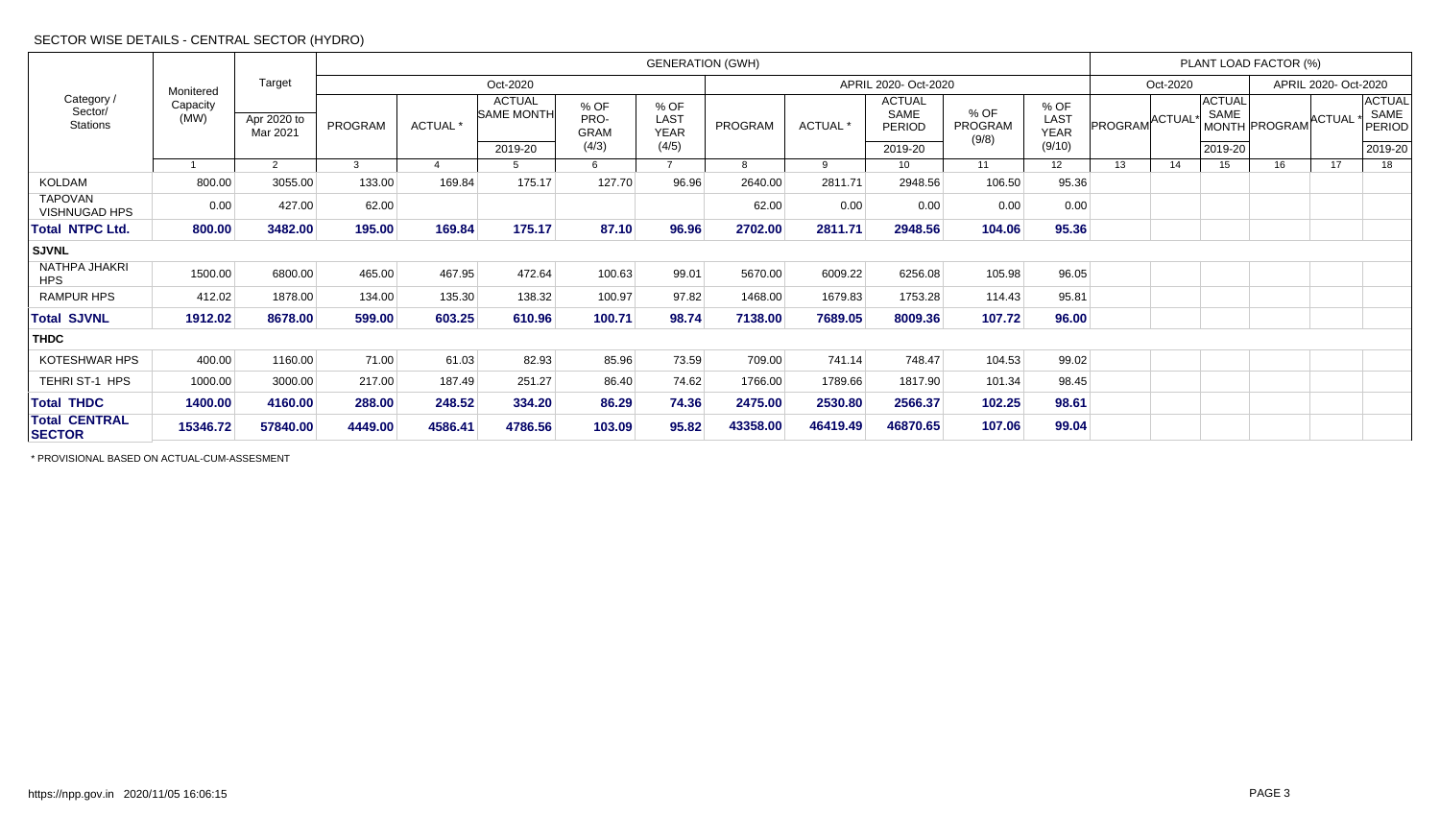SECTOR WISE DETAILS - CENTRAL SECTOR (HYDRO)

| Category / Sector/ Stations | Monitered Capacity (MW) | Target | GENERATION (GWH) | | | | | | | | | | PLANT LOAD FACTOR (%) | | | | | |
|---|---|---|---|---|---|---|---|---|---|---|---|---|---|---|---|---|---|---|
| | | | Oct-2020 | | | | | APRIL 2020- Oct-2020 | | | | | Oct-2020 | | | APRIL 2020- Oct-2020 | | |
| | | Apr 2020 to Mar 2021 | PROGRAM | ACTUAL * | ACTUAL SAME MONTH 2019-20 | % OF PRO- GRAM (4/3) | % OF LAST YEAR (4/5) | PROGRAM | ACTUAL * | ACTUAL SAME PERIOD 2019-20 | % OF PROGRAM (9/8) | % OF LAST YEAR (9/10) | PROGRAM | ACTUAL* | ACTUAL SAME MONTH 2019-20 | PROGRAM | ACTUAL * | ACTUAL SAME PERIOD 2019-20 |
| | 1 | 2 | 3 | 4 | 5 | 6 | 7 | 8 | 9 | 10 | 11 | 12 | 13 | 14 | 15 | 16 | 17 | 18 |
| KOLDAM | 800.00 | 3055.00 | 133.00 | 169.84 | 175.17 | 127.70 | 96.96 | 2640.00 | 2811.71 | 2948.56 | 106.50 | 95.36 | | | | | | |
| TAPOVAN VISHNUGAD HPS | 0.00 | 427.00 | 62.00 | | | | | 62.00 | 0.00 | 0.00 | 0.00 | 0.00 | | | | | | |
| **Total NTPC Ltd.** | **800.00** | **3482.00** | **195.00** | **169.84** | **175.17** | **87.10** | **96.96** | **2702.00** | **2811.71** | **2948.56** | **104.06** | **95.36** | | | | | | |
| **SJVNL** | | | | | | | | | | | | | | | | | | |
| NATHPA JHAKRI HPS | 1500.00 | 6800.00 | 465.00 | 467.95 | 472.64 | 100.63 | 99.01 | 5670.00 | 6009.22 | 6256.08 | 105.98 | 96.05 | | | | | | |
| RAMPUR HPS | 412.02 | 1878.00 | 134.00 | 135.30 | 138.32 | 100.97 | 97.82 | 1468.00 | 1679.83 | 1753.28 | 114.43 | 95.81 | | | | | | |
| **Total SJVNL** | **1912.02** | **8678.00** | **599.00** | **603.25** | **610.96** | **100.71** | **98.74** | **7138.00** | **7689.05** | **8009.36** | **107.72** | **96.00** | | | | | | |
| **THDC** | | | | | | | | | | | | | | | | | | |
| KOTESHWAR HPS | 400.00 | 1160.00 | 71.00 | 61.03 | 82.93 | 85.96 | 73.59 | 709.00 | 741.14 | 748.47 | 104.53 | 99.02 | | | | | | |
| TEHRI ST-1 HPS | 1000.00 | 3000.00 | 217.00 | 187.49 | 251.27 | 86.40 | 74.62 | 1766.00 | 1789.66 | 1817.90 | 101.34 | 98.45 | | | | | | |
| **Total THDC** | **1400.00** | **4160.00** | **288.00** | **248.52** | **334.20** | **86.29** | **74.36** | **2475.00** | **2530.80** | **2566.37** | **102.25** | **98.61** | | | | | | |
| **Total CENTRAL SECTOR** | **15346.72** | **57840.00** | **4449.00** | **4586.41** | **4786.56** | **103.09** | **95.82** | **43358.00** | **46419.49** | **46870.65** | **107.06** | **99.04** | | | | | | |

* PROVISIONAL BASED ON ACTUAL-CUM-ASSESMENT

https://npp.gov.in 2020/11/05 16:06:15